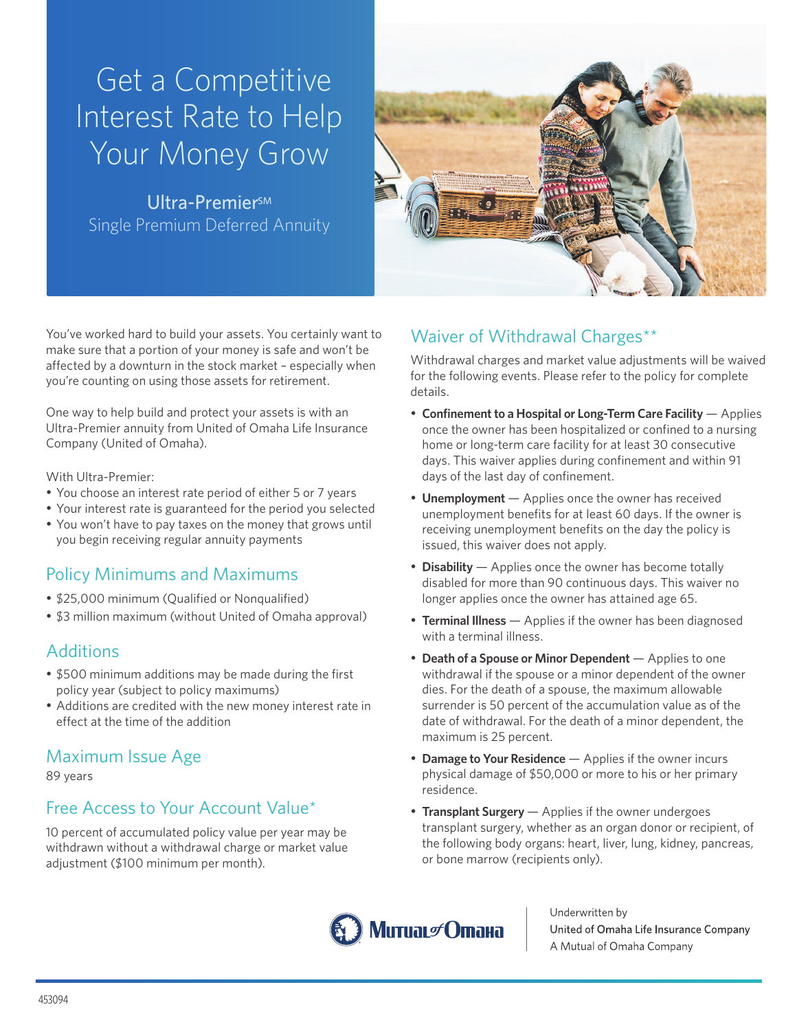# Get a Competitive Interest Rate to Help Your Money Grow

**Ultra-Premier℠**
Single Premium Deferred Annuity

You've worked hard to build your assets. You certainly want to make sure that a portion of your money is safe and won't be affected by a downturn in the stock market – especially when you're counting on using those assets for retirement.

One way to help build and protect your assets is with an Ultra-Premier annuity from United of Omaha Life Insurance Company (United of Omaha).

With Ultra-Premier:

- You choose an interest rate period of either 5 or 7 years
- Your interest rate is guaranteed for the period you selected
- You won't have to pay taxes on the money that grows until you begin receiving regular annuity payments

## Policy Minimums and Maximums

- $25,000 minimum (Qualified or Nonqualified)
- $3 million maximum (without United of Omaha approval)

## Additions

- $500 minimum additions may be made during the first policy year (subject to policy maximums)
- Additions are credited with the new money interest rate in effect at the time of the addition

## Maximum Issue Age

89 years

## Free Access to Your Account Value*

10 percent of accumulated policy value per year may be withdrawn without a withdrawal charge or market value adjustment ($100 minimum per month).

## Waiver of Withdrawal Charges**

Withdrawal charges and market value adjustments will be waived for the following events. Please refer to the policy for complete details.

- **Confinement to a Hospital or Long-Term Care Facility** — Applies once the owner has been hospitalized or confined to a nursing home or long-term care facility for at least 30 consecutive days. This waiver applies during confinement and within 91 days of the last day of confinement.
- **Unemployment** — Applies once the owner has received unemployment benefits for at least 60 days. If the owner is receiving unemployment benefits on the day the policy is issued, this waiver does not apply.
- **Disability** — Applies once the owner has become totally disabled for more than 90 continuous days. This waiver no longer applies once the owner has attained age 65.
- **Terminal Illness** — Applies if the owner has been diagnosed with a terminal illness.
- **Death of a Spouse or Minor Dependent** — Applies to one withdrawal if the spouse or a minor dependent of the owner dies. For the death of a spouse, the maximum allowable surrender is 50 percent of the accumulation value as of the date of withdrawal. For the death of a minor dependent, the maximum is 25 percent.
- **Damage to Your Residence** — Applies if the owner incurs physical damage of $50,000 or more to his or her primary residence.
- **Transplant Surgery** — Applies if the owner undergoes transplant surgery, whether as an organ donor or recipient, of the following body organs: heart, liver, lung, kidney, pancreas, or bone marrow (recipients only).

Mutual of Omaha

Underwritten by
United of Omaha Life Insurance Company
A Mutual of Omaha Company

453094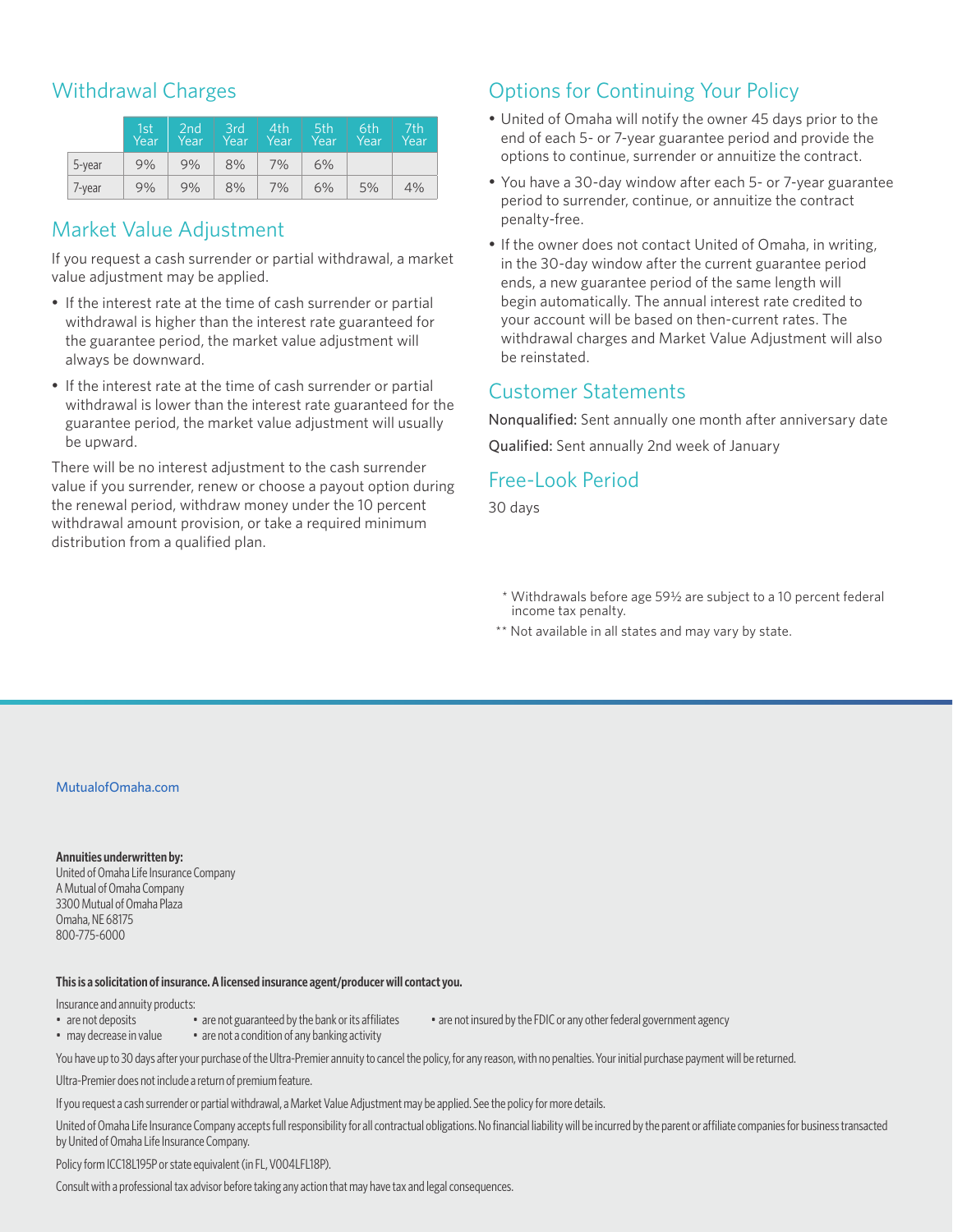## Withdrawal Charges

| | 1st Year | 2nd Year | 3rd Year | 4th Year | 5th Year | 6th Year | 7th Year |
|---|---|---|---|---|---|---|---|
| 5-year | 9% | 9% | 8% | 7% | 6% | | |
| 7-year | 9% | 9% | 8% | 7% | 6% | 5% | 4% |

## Market Value Adjustment

If you request a cash surrender or partial withdrawal, a market value adjustment may be applied.

- If the interest rate at the time of cash surrender or partial withdrawal is higher than the interest rate guaranteed for the guarantee period, the market value adjustment will always be downward.
- If the interest rate at the time of cash surrender or partial withdrawal is lower than the interest rate guaranteed for the guarantee period, the market value adjustment will usually be upward.

There will be no interest adjustment to the cash surrender value if you surrender, renew or choose a payout option during the renewal period, withdraw money under the 10 percent withdrawal amount provision, or take a required minimum distribution from a qualified plan.

## Options for Continuing Your Policy

- United of Omaha will notify the owner 45 days prior to the end of each 5- or 7-year guarantee period and provide the options to continue, surrender or annuitize the contract.
- You have a 30-day window after each 5- or 7-year guarantee period to surrender, continue, or annuitize the contract penalty-free.
- If the owner does not contact United of Omaha, in writing, in the 30-day window after the current guarantee period ends, a new guarantee period of the same length will begin automatically. The annual interest rate credited to your account will be based on then-current rates. The withdrawal charges and Market Value Adjustment will also be reinstated.

## Customer Statements

**Nonqualified:** Sent annually one month after anniversary date

**Qualified:** Sent annually 2nd week of January

## Free-Look Period

30 days

\* Withdrawals before age 59½ are subject to a 10 percent federal income tax penalty.

\*\* Not available in all states and may vary by state.

MutualofOmaha.com

**Annuities underwritten by:**
United of Omaha Life Insurance Company
A Mutual of Omaha Company
3300 Mutual of Omaha Plaza
Omaha, NE 68175
800-775-6000

**This is a solicitation of insurance. A licensed insurance agent/producer will contact you.**

Insurance and annuity products:

- are not deposits
- may decrease in value
- are not guaranteed by the bank or its affiliates
- are not a condition of any banking activity
- are not insured by the FDIC or any other federal government agency

You have up to 30 days after your purchase of the Ultra-Premier annuity to cancel the policy, for any reason, with no penalties. Your initial purchase payment will be returned.

Ultra-Premier does not include a return of premium feature.

If you request a cash surrender or partial withdrawal, a Market Value Adjustment may be applied. See the policy for more details.

United of Omaha Life Insurance Company accepts full responsibility for all contractual obligations. No financial liability will be incurred by the parent or affiliate companies for business transacted by United of Omaha Life Insurance Company.

Policy form ICC18L195P or state equivalent (in FL, V004LFL18P).

Consult with a professional tax advisor before taking any action that may have tax and legal consequences.